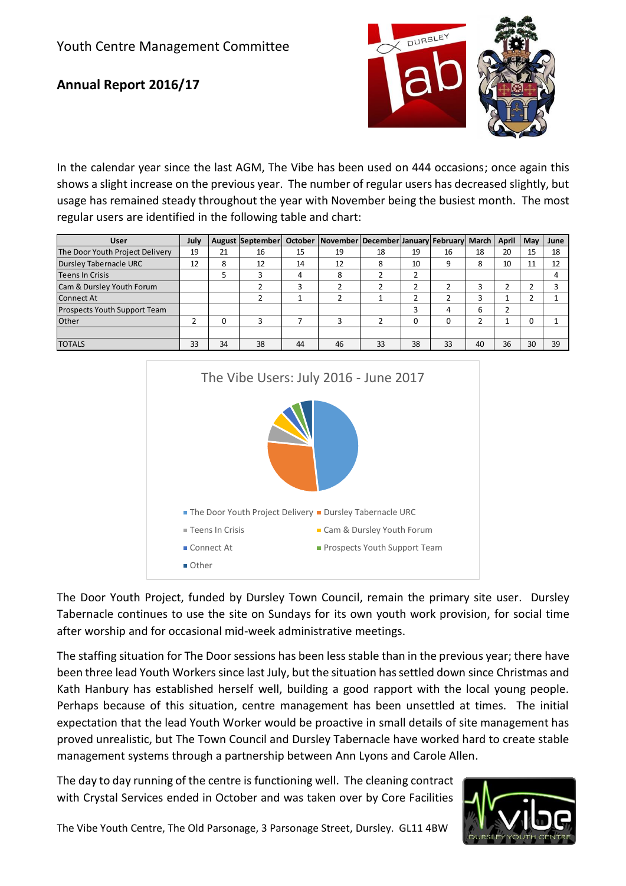Youth Centre Management Committee

## Annual Report 2016/17

In the calendar year since the last AGM, The Vibe has been used on 444 occasions; once again this shows a slight increase on the previous year. The number of regular users has decreased slightly, but usage has remained steady throughout the year with November being the busiest month. The most regular users are identified in the following table and chart:

| User | July | August | September | October | November | December | January | February | March | April | May | June |
|---|---|---|---|---|---|---|---|---|---|---|---|---|
| The Door Youth Project Delivery | 19 | 21 | 16 | 15 | 19 | 18 | 19 | 16 | 18 | 20 | 15 | 18 |
| Dursley Tabernacle URC | 12 | 8 | 12 | 14 | 12 | 8 | 10 | 9 | 8 | 10 | 11 | 12 |
| Teens In Crisis | | 5 | 3 | 4 | 8 | 2 | 2 | | | | | 4 |
| Cam & Dursley Youth Forum | | | 2 | 3 | 2 | 2 | 2 | 2 | 3 | 2 | 2 | 3 |
| Connect At | | | 2 | 1 | 2 | 1 | 2 | 2 | 3 | 1 | 2 | 1 |
| Prospects Youth Support Team | | | | | | | 3 | 4 | 6 | 2 | | |
| Other | 2 | 0 | 3 | 7 | 3 | 2 | 0 | 0 | 2 | 1 | 0 | 1 |
| | | | | | | | | | | | | |
| TOTALS | 33 | 34 | 38 | 44 | 46 | 33 | 38 | 33 | 40 | 36 | 30 | 39 |

The Vibe Users: July 2016 - June 2017

The Door Youth Project, funded by Dursley Town Council, remain the primary site user. Dursley Tabernacle continues to use the site on Sundays for its own youth work provision, for social time after worship and for occasional mid-week administrative meetings.

The staffing situation for The Door sessions has been less stable than in the previous year; there have been three lead Youth Workers since last July, but the situation has settled down since Christmas and Kath Hanbury has established herself well, building a good rapport with the local young people. Perhaps because of this situation, centre management has been unsettled at times. The initial expectation that the lead Youth Worker would be proactive in small details of site management has proved unrealistic, but The Town Council and Dursley Tabernacle have worked hard to create stable management systems through a partnership between Ann Lyons and Carole Allen.

The day to day running of the centre is functioning well. The cleaning contract with Crystal Services ended in October and was taken over by Core Facilities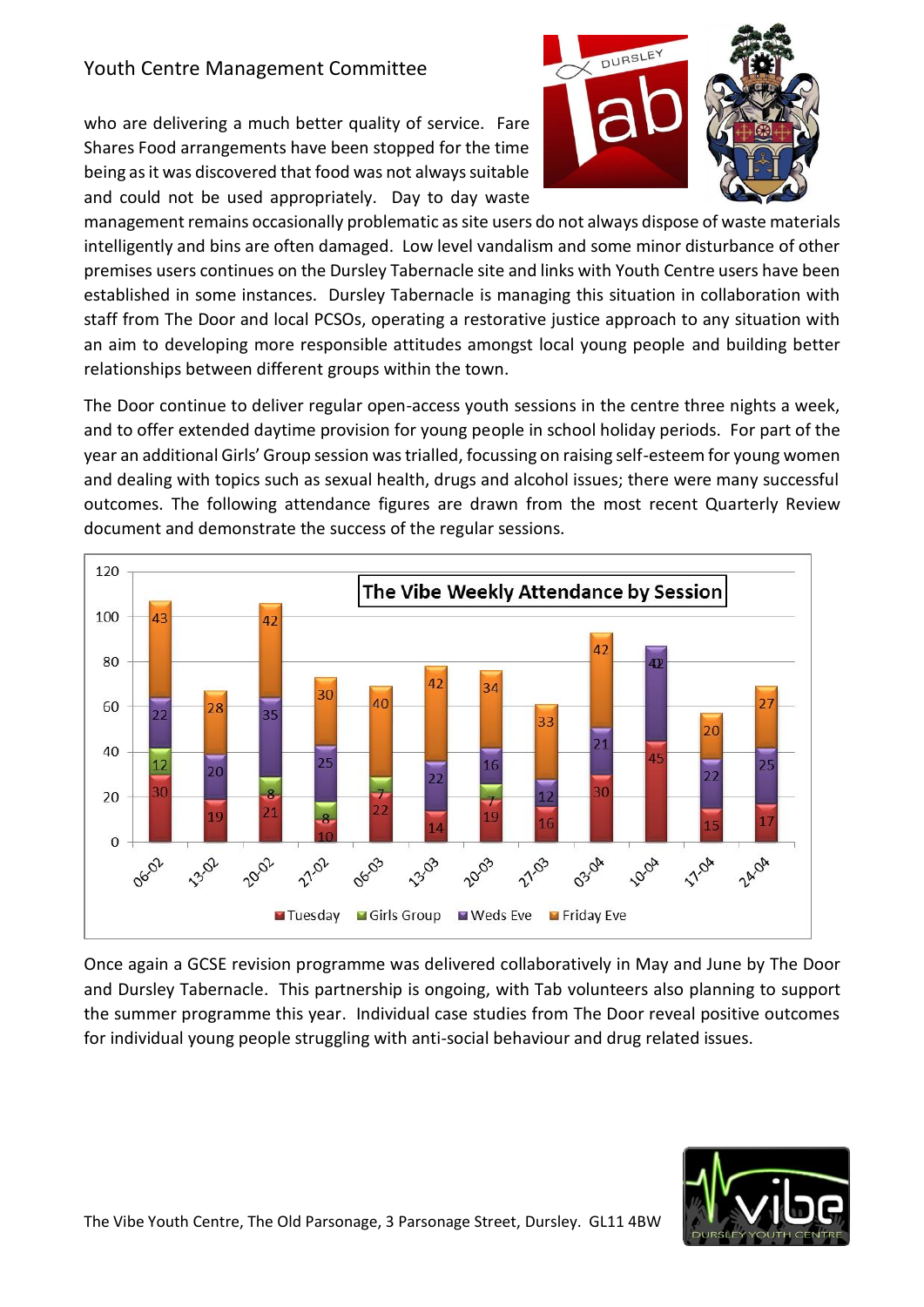# Youth Centre Management Committee

who are delivering a much better quality of service. Fare Shares Food arrangements have been stopped for the time being as it was discovered that food was not always suitable and could not be used appropriately. Day to day waste management remains occasionally problematic as site users do not always dispose of waste materials intelligently and bins are often damaged. Low level vandalism and some minor disturbance of other premises users continues on the Dursley Tabernacle site and links with Youth Centre users have been established in some instances. Dursley Tabernacle is managing this situation in collaboration with staff from The Door and local PCSOs, operating a restorative justice approach to any situation with an aim to developing more responsible attitudes amongst local young people and building better relationships between different groups within the town.

The Door continue to deliver regular open-access youth sessions in the centre three nights a week, and to offer extended daytime provision for young people in school holiday periods. For part of the year an additional Girls' Group session was trialled, focussing on raising self-esteem for young women and dealing with topics such as sexual health, drugs and alcohol issues; there were many successful outcomes. The following attendance figures are drawn from the most recent Quarterly Review document and demonstrate the success of the regular sessions.

The Vibe Weekly Attendance by Session

0, 20, 40, 60, 80, 100, 120

06-02: 30, 12, 22, 43
13-02: 19, 20, 28
20-02: 21, 8, 35, 42
27-02: 10, 8, 25, 30
06-03: 22, 7, 40
13-03: 14, 22, 42
20-03: 19, 7, 16, 34
27-03: 16, 12, 33
03-04: 30, 21, 42
10-04: 45, 42
17-04: 15, 22, 20
24-04: 17, 25, 27

Tuesday, Girls Group, Weds Eve, Friday Eve

Once again a GCSE revision programme was delivered collaboratively in May and June by The Door and Dursley Tabernacle. This partnership is ongoing, with Tab volunteers also planning to support the summer programme this year. Individual case studies from The Door reveal positive outcomes for individual young people struggling with anti-social behaviour and drug related issues.

The Vibe Youth Centre, The Old Parsonage, 3 Parsonage Street, Dursley. GL11 4BW